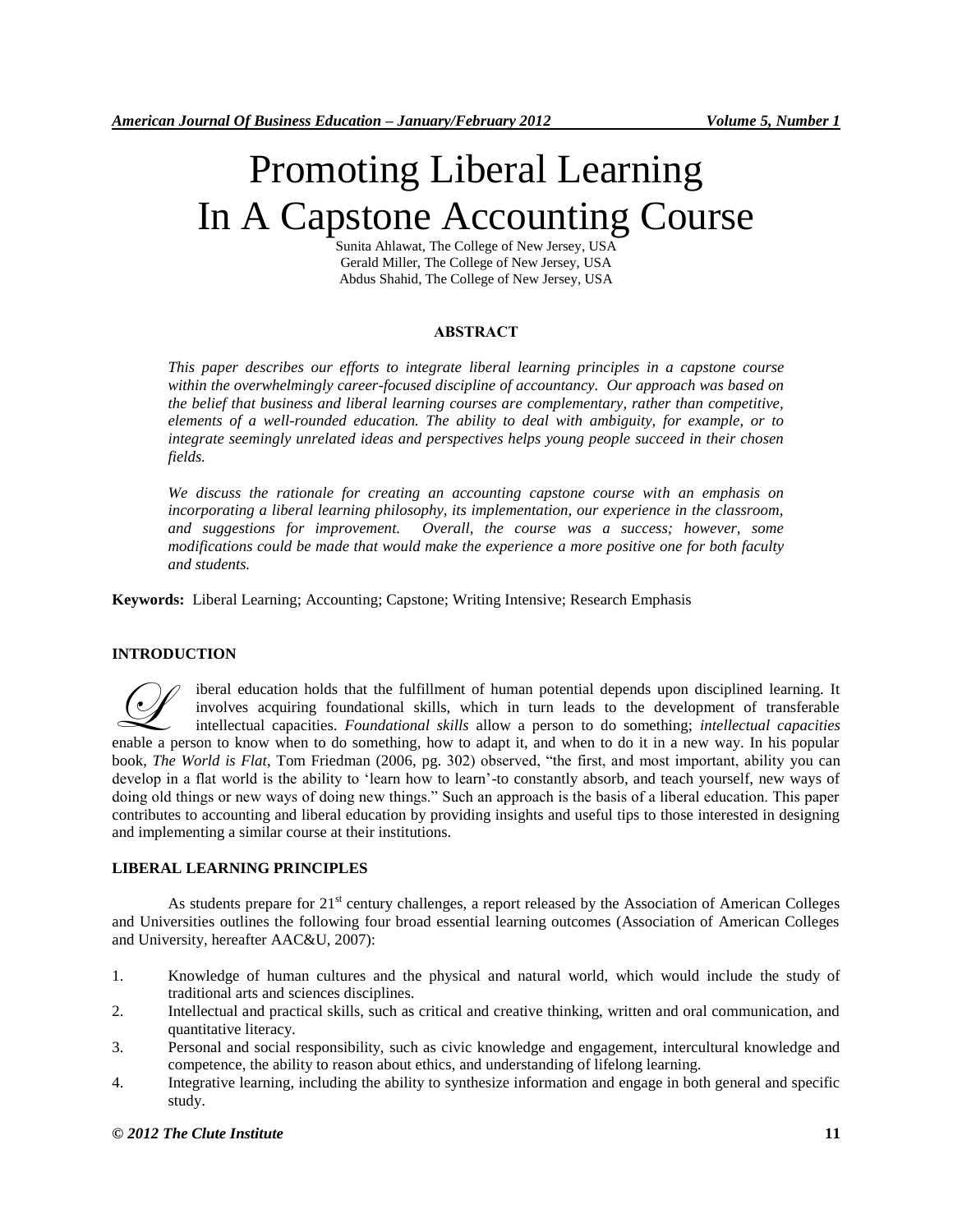# Promoting Liberal Learning In A Capstone Accounting Course

Sunita Ahlawat, The College of New Jersey, USA
Gerald Miller, The College of New Jersey, USA
Abdus Shahid, The College of New Jersey, USA

## ABSTRACT

*This paper describes our efforts to integrate liberal learning principles in a capstone course within the overwhelmingly career-focused discipline of accountancy. Our approach was based on the belief that business and liberal learning courses are complementary, rather than competitive, elements of a well-rounded education. The ability to deal with ambiguity, for example, or to integrate seemingly unrelated ideas and perspectives helps young people succeed in their chosen fields.*

*We discuss the rationale for creating an accounting capstone course with an emphasis on incorporating a liberal learning philosophy, its implementation, our experience in the classroom, and suggestions for improvement. Overall, the course was a success; however, some modifications could be made that would make the experience a more positive one for both faculty and students.*

**Keywords:** Liberal Learning; Accounting; Capstone; Writing Intensive; Research Emphasis

## INTRODUCTION

Liberal education holds that the fulfillment of human potential depends upon disciplined learning. It involves acquiring foundational skills, which in turn leads to the development of transferable intellectual capacities. *Foundational skills* allow a person to do something; *intellectual capacities* enable a person to know when to do something, how to adapt it, and when to do it in a new way. In his popular book, *The World is Flat*, Tom Friedman (2006, pg. 302) observed, "the first, and most important, ability you can develop in a flat world is the ability to 'learn how to learn'-to constantly absorb, and teach yourself, new ways of doing old things or new ways of doing new things." Such an approach is the basis of a liberal education. This paper contributes to accounting and liberal education by providing insights and useful tips to those interested in designing and implementing a similar course at their institutions.

## LIBERAL LEARNING PRINCIPLES

As students prepare for 21st century challenges, a report released by the Association of American Colleges and Universities outlines the following four broad essential learning outcomes (Association of American Colleges and University, hereafter AAC&U, 2007):

1. Knowledge of human cultures and the physical and natural world, which would include the study of traditional arts and sciences disciplines.
2. Intellectual and practical skills, such as critical and creative thinking, written and oral communication, and quantitative literacy.
3. Personal and social responsibility, such as civic knowledge and engagement, intercultural knowledge and competence, the ability to reason about ethics, and understanding of lifelong learning.
4. Integrative learning, including the ability to synthesize information and engage in both general and specific study.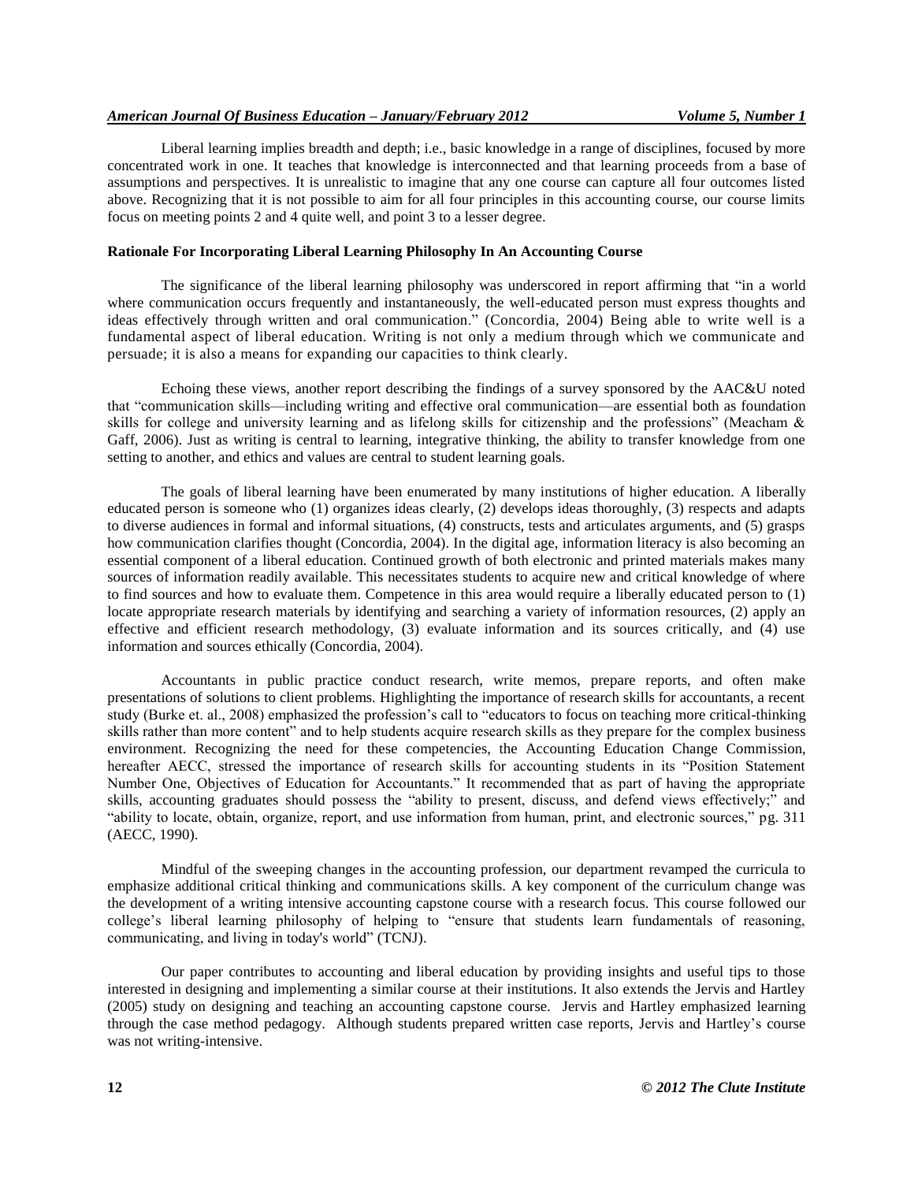Liberal learning implies breadth and depth; i.e., basic knowledge in a range of disciplines, focused by more concentrated work in one. It teaches that knowledge is interconnected and that learning proceeds from a base of assumptions and perspectives. It is unrealistic to imagine that any one course can capture all four outcomes listed above. Recognizing that it is not possible to aim for all four principles in this accounting course, our course limits focus on meeting points 2 and 4 quite well, and point 3 to a lesser degree.

**Rationale For Incorporating Liberal Learning Philosophy In An Accounting Course**

The significance of the liberal learning philosophy was underscored in report affirming that "in a world where communication occurs frequently and instantaneously, the well-educated person must express thoughts and ideas effectively through written and oral communication." (Concordia, 2004) Being able to write well is a fundamental aspect of liberal education. Writing is not only a medium through which we communicate and persuade; it is also a means for expanding our capacities to think clearly.

Echoing these views, another report describing the findings of a survey sponsored by the AAC&U noted that "communication skills—including writing and effective oral communication—are essential both as foundation skills for college and university learning and as lifelong skills for citizenship and the professions" (Meacham & Gaff, 2006). Just as writing is central to learning, integrative thinking, the ability to transfer knowledge from one setting to another, and ethics and values are central to student learning goals.

The goals of liberal learning have been enumerated by many institutions of higher education. A liberally educated person is someone who (1) organizes ideas clearly, (2) develops ideas thoroughly, (3) respects and adapts to diverse audiences in formal and informal situations, (4) constructs, tests and articulates arguments, and (5) grasps how communication clarifies thought (Concordia, 2004). In the digital age, information literacy is also becoming an essential component of a liberal education. Continued growth of both electronic and printed materials makes many sources of information readily available. This necessitates students to acquire new and critical knowledge of where to find sources and how to evaluate them. Competence in this area would require a liberally educated person to (1) locate appropriate research materials by identifying and searching a variety of information resources, (2) apply an effective and efficient research methodology, (3) evaluate information and its sources critically, and (4) use information and sources ethically (Concordia, 2004).

Accountants in public practice conduct research, write memos, prepare reports, and often make presentations of solutions to client problems. Highlighting the importance of research skills for accountants, a recent study (Burke et. al., 2008) emphasized the profession's call to "educators to focus on teaching more critical-thinking skills rather than more content" and to help students acquire research skills as they prepare for the complex business environment. Recognizing the need for these competencies, the Accounting Education Change Commission, hereafter AECC, stressed the importance of research skills for accounting students in its "Position Statement Number One, Objectives of Education for Accountants." It recommended that as part of having the appropriate skills, accounting graduates should possess the "ability to present, discuss, and defend views effectively;" and "ability to locate, obtain, organize, report, and use information from human, print, and electronic sources," pg. 311 (AECC, 1990).

Mindful of the sweeping changes in the accounting profession, our department revamped the curricula to emphasize additional critical thinking and communications skills. A key component of the curriculum change was the development of a writing intensive accounting capstone course with a research focus. This course followed our college's liberal learning philosophy of helping to "ensure that students learn fundamentals of reasoning, communicating, and living in today's world" (TCNJ).

Our paper contributes to accounting and liberal education by providing insights and useful tips to those interested in designing and implementing a similar course at their institutions. It also extends the Jervis and Hartley (2005) study on designing and teaching an accounting capstone course. Jervis and Hartley emphasized learning through the case method pedagogy. Although students prepared written case reports, Jervis and Hartley's course was not writing-intensive.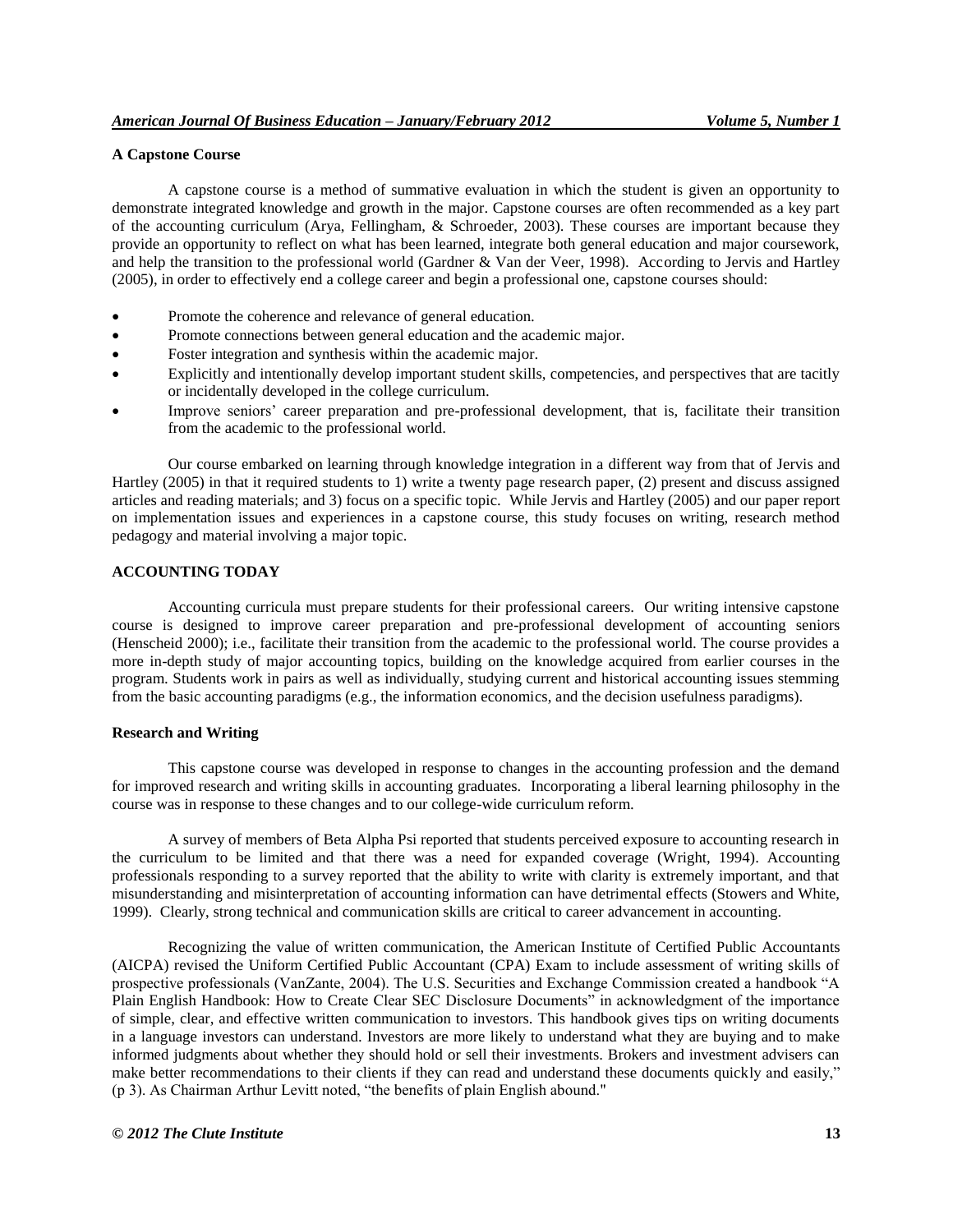### A Capstone Course

A capstone course is a method of summative evaluation in which the student is given an opportunity to demonstrate integrated knowledge and growth in the major. Capstone courses are often recommended as a key part of the accounting curriculum (Arya, Fellingham, & Schroeder, 2003). These courses are important because they provide an opportunity to reflect on what has been learned, integrate both general education and major coursework, and help the transition to the professional world (Gardner & Van der Veer, 1998). According to Jervis and Hartley (2005), in order to effectively end a college career and begin a professional one, capstone courses should:

- Promote the coherence and relevance of general education.
- Promote connections between general education and the academic major.
- Foster integration and synthesis within the academic major.
- Explicitly and intentionally develop important student skills, competencies, and perspectives that are tacitly or incidentally developed in the college curriculum.
- Improve seniors' career preparation and pre-professional development, that is, facilitate their transition from the academic to the professional world.

Our course embarked on learning through knowledge integration in a different way from that of Jervis and Hartley (2005) in that it required students to 1) write a twenty page research paper, (2) present and discuss assigned articles and reading materials; and 3) focus on a specific topic. While Jervis and Hartley (2005) and our paper report on implementation issues and experiences in a capstone course, this study focuses on writing, research method pedagogy and material involving a major topic.

## ACCOUNTING TODAY

Accounting curricula must prepare students for their professional careers. Our writing intensive capstone course is designed to improve career preparation and pre-professional development of accounting seniors (Henscheid 2000); i.e., facilitate their transition from the academic to the professional world. The course provides a more in-depth study of major accounting topics, building on the knowledge acquired from earlier courses in the program. Students work in pairs as well as individually, studying current and historical accounting issues stemming from the basic accounting paradigms (e.g., the information economics, and the decision usefulness paradigms).

### Research and Writing

This capstone course was developed in response to changes in the accounting profession and the demand for improved research and writing skills in accounting graduates. Incorporating a liberal learning philosophy in the course was in response to these changes and to our college-wide curriculum reform.

A survey of members of Beta Alpha Psi reported that students perceived exposure to accounting research in the curriculum to be limited and that there was a need for expanded coverage (Wright, 1994). Accounting professionals responding to a survey reported that the ability to write with clarity is extremely important, and that misunderstanding and misinterpretation of accounting information can have detrimental effects (Stowers and White, 1999). Clearly, strong technical and communication skills are critical to career advancement in accounting.

Recognizing the value of written communication, the American Institute of Certified Public Accountants (AICPA) revised the Uniform Certified Public Accountant (CPA) Exam to include assessment of writing skills of prospective professionals (VanZante, 2004). The U.S. Securities and Exchange Commission created a handbook "A Plain English Handbook: How to Create Clear SEC Disclosure Documents" in acknowledgment of the importance of simple, clear, and effective written communication to investors. This handbook gives tips on writing documents in a language investors can understand. Investors are more likely to understand what they are buying and to make informed judgments about whether they should hold or sell their investments. Brokers and investment advisers can make better recommendations to their clients if they can read and understand these documents quickly and easily," (p 3). As Chairman Arthur Levitt noted, "the benefits of plain English abound."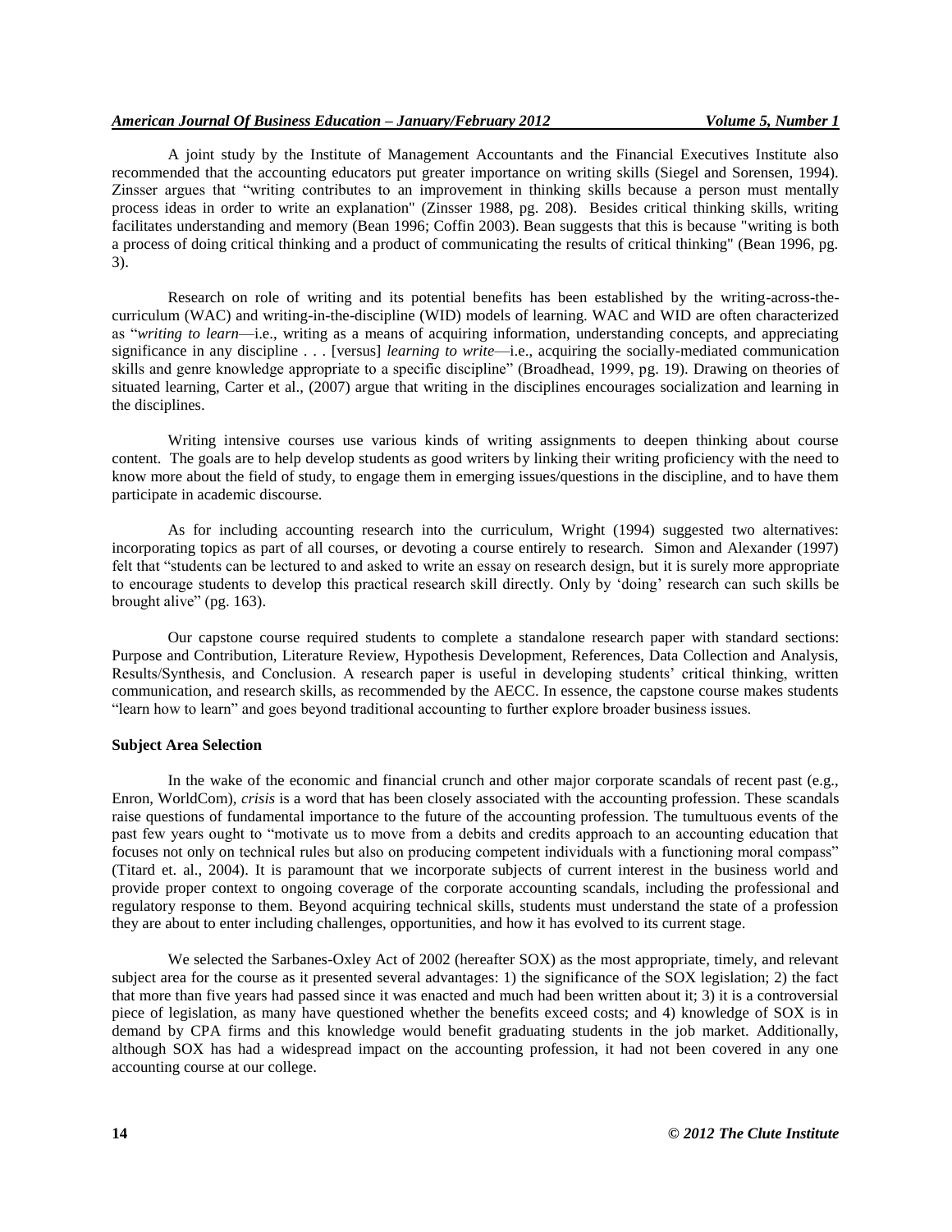A joint study by the Institute of Management Accountants and the Financial Executives Institute also recommended that the accounting educators put greater importance on writing skills (Siegel and Sorensen, 1994). Zinsser argues that "writing contributes to an improvement in thinking skills because a person must mentally process ideas in order to write an explanation" (Zinsser 1988, pg. 208). Besides critical thinking skills, writing facilitates understanding and memory (Bean 1996; Coffin 2003). Bean suggests that this is because "writing is both a process of doing critical thinking and a product of communicating the results of critical thinking" (Bean 1996, pg. 3).

Research on role of writing and its potential benefits has been established by the writing-across-the-curriculum (WAC) and writing-in-the-discipline (WID) models of learning. WAC and WID are often characterized as "*writing to learn*—i.e., writing as a means of acquiring information, understanding concepts, and appreciating significance in any discipline . . . [versus] *learning to write*—i.e., acquiring the socially-mediated communication skills and genre knowledge appropriate to a specific discipline" (Broadhead, 1999, pg. 19). Drawing on theories of situated learning, Carter et al., (2007) argue that writing in the disciplines encourages socialization and learning in the disciplines.

Writing intensive courses use various kinds of writing assignments to deepen thinking about course content. The goals are to help develop students as good writers by linking their writing proficiency with the need to know more about the field of study, to engage them in emerging issues/questions in the discipline, and to have them participate in academic discourse.

As for including accounting research into the curriculum, Wright (1994) suggested two alternatives: incorporating topics as part of all courses, or devoting a course entirely to research. Simon and Alexander (1997) felt that "students can be lectured to and asked to write an essay on research design, but it is surely more appropriate to encourage students to develop this practical research skill directly. Only by 'doing' research can such skills be brought alive" (pg. 163).

Our capstone course required students to complete a standalone research paper with standard sections: Purpose and Contribution, Literature Review, Hypothesis Development, References, Data Collection and Analysis, Results/Synthesis, and Conclusion. A research paper is useful in developing students' critical thinking, written communication, and research skills, as recommended by the AECC. In essence, the capstone course makes students "learn how to learn" and goes beyond traditional accounting to further explore broader business issues.

**Subject Area Selection**

In the wake of the economic and financial crunch and other major corporate scandals of recent past (e.g., Enron, WorldCom), *crisis* is a word that has been closely associated with the accounting profession. These scandals raise questions of fundamental importance to the future of the accounting profession. The tumultuous events of the past few years ought to "motivate us to move from a debits and credits approach to an accounting education that focuses not only on technical rules but also on producing competent individuals with a functioning moral compass" (Titard et. al., 2004). It is paramount that we incorporate subjects of current interest in the business world and provide proper context to ongoing coverage of the corporate accounting scandals, including the professional and regulatory response to them. Beyond acquiring technical skills, students must understand the state of a profession they are about to enter including challenges, opportunities, and how it has evolved to its current stage.

We selected the Sarbanes-Oxley Act of 2002 (hereafter SOX) as the most appropriate, timely, and relevant subject area for the course as it presented several advantages: 1) the significance of the SOX legislation; 2) the fact that more than five years had passed since it was enacted and much had been written about it; 3) it is a controversial piece of legislation, as many have questioned whether the benefits exceed costs; and 4) knowledge of SOX is in demand by CPA firms and this knowledge would benefit graduating students in the job market. Additionally, although SOX has had a widespread impact on the accounting profession, it had not been covered in any one accounting course at our college.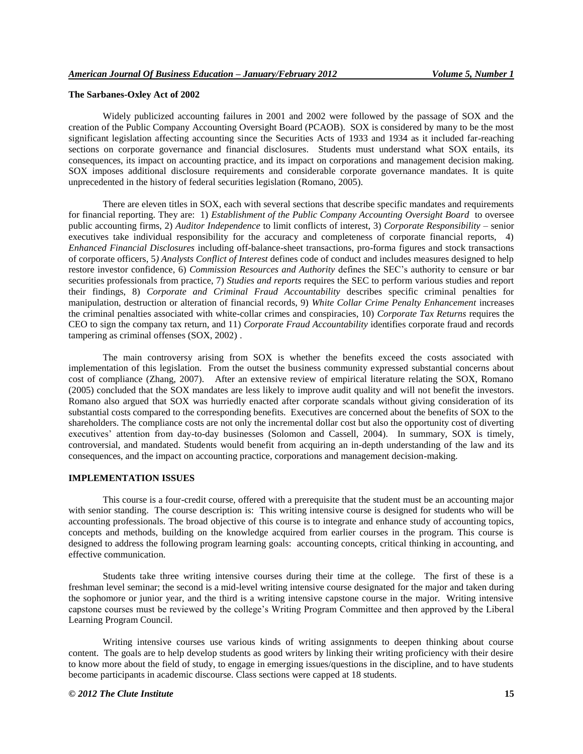**The Sarbanes-Oxley Act of 2002**

Widely publicized accounting failures in 2001 and 2002 were followed by the passage of SOX and the creation of the Public Company Accounting Oversight Board (PCAOB). SOX is considered by many to be the most significant legislation affecting accounting since the Securities Acts of 1933 and 1934 as it included far-reaching sections on corporate governance and financial disclosures. Students must understand what SOX entails, its consequences, its impact on accounting practice, and its impact on corporations and management decision making. SOX imposes additional disclosure requirements and considerable corporate governance mandates. It is quite unprecedented in the history of federal securities legislation (Romano, 2005).

There are eleven titles in SOX, each with several sections that describe specific mandates and requirements for financial reporting. They are: 1) *Establishment of the Public Company Accounting Oversight Board* to oversee public accounting firms, 2) *Auditor Independence* to limit conflicts of interest, 3) *Corporate Responsibility* – senior executives take individual responsibility for the accuracy and completeness of corporate financial reports, 4) *Enhanced Financial Disclosures* including off-balance-sheet transactions, pro-forma figures and stock transactions of corporate officers, 5*) Analysts Conflict of Interest* defines code of conduct and includes measures designed to help restore investor confidence, 6) *Commission Resources and Authority* defines the SEC's authority to censure or bar securities professionals from practice, 7) *Studies and reports* requires the SEC to perform various studies and report their findings, 8) *Corporate and Criminal Fraud Accountability* describes specific criminal penalties for manipulation, destruction or alteration of financial records, 9) *White Collar Crime Penalty Enhancement* increases the criminal penalties associated with white-collar crimes and conspiracies, 10) *Corporate Tax Returns* requires the CEO to sign the company tax return, and 11) *Corporate Fraud Accountability* identifies corporate fraud and records tampering as criminal offenses (SOX, 2002) .

The main controversy arising from SOX is whether the benefits exceed the costs associated with implementation of this legislation. From the outset the business community expressed substantial concerns about cost of compliance (Zhang, 2007). After an extensive review of empirical literature relating the SOX, Romano (2005) concluded that the SOX mandates are less likely to improve audit quality and will not benefit the investors. Romano also argued that SOX was hurriedly enacted after corporate scandals without giving consideration of its substantial costs compared to the corresponding benefits. Executives are concerned about the benefits of SOX to the shareholders. The compliance costs are not only the incremental dollar cost but also the opportunity cost of diverting executives' attention from day-to-day businesses (Solomon and Cassell, 2004). In summary, SOX is timely, controversial, and mandated. Students would benefit from acquiring an in-depth understanding of the law and its consequences, and the impact on accounting practice, corporations and management decision-making.

**IMPLEMENTATION ISSUES**

This course is a four-credit course, offered with a prerequisite that the student must be an accounting major with senior standing. The course description is: This writing intensive course is designed for students who will be accounting professionals. The broad objective of this course is to integrate and enhance study of accounting topics, concepts and methods, building on the knowledge acquired from earlier courses in the program. This course is designed to address the following program learning goals: accounting concepts, critical thinking in accounting, and effective communication.

Students take three writing intensive courses during their time at the college. The first of these is a freshman level seminar; the second is a mid-level writing intensive course designated for the major and taken during the sophomore or junior year, and the third is a writing intensive capstone course in the major. Writing intensive capstone courses must be reviewed by the college's Writing Program Committee and then approved by the Liberal Learning Program Council.

Writing intensive courses use various kinds of writing assignments to deepen thinking about course content. The goals are to help develop students as good writers by linking their writing proficiency with their desire to know more about the field of study, to engage in emerging issues/questions in the discipline, and to have students become participants in academic discourse. Class sections were capped at 18 students.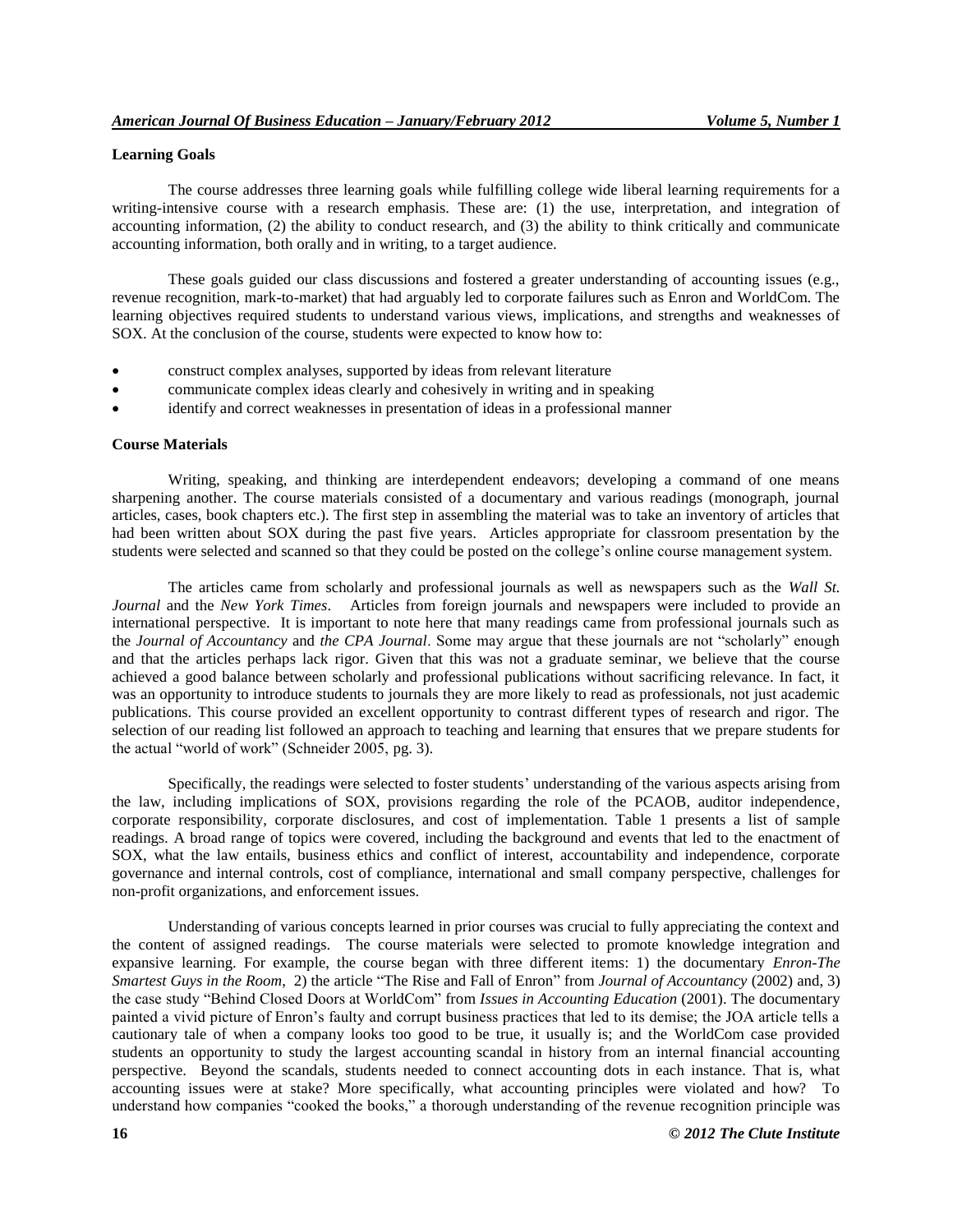**Learning Goals**

The course addresses three learning goals while fulfilling college wide liberal learning requirements for a writing-intensive course with a research emphasis. These are: (1) the use, interpretation, and integration of accounting information, (2) the ability to conduct research, and (3) the ability to think critically and communicate accounting information, both orally and in writing, to a target audience.

These goals guided our class discussions and fostered a greater understanding of accounting issues (e.g., revenue recognition, mark-to-market) that had arguably led to corporate failures such as Enron and WorldCom. The learning objectives required students to understand various views, implications, and strengths and weaknesses of SOX. At the conclusion of the course, students were expected to know how to:

- construct complex analyses, supported by ideas from relevant literature
- communicate complex ideas clearly and cohesively in writing and in speaking
- identify and correct weaknesses in presentation of ideas in a professional manner

**Course Materials**

Writing, speaking, and thinking are interdependent endeavors; developing a command of one means sharpening another. The course materials consisted of a documentary and various readings (monograph, journal articles, cases, book chapters etc.). The first step in assembling the material was to take an inventory of articles that had been written about SOX during the past five years. Articles appropriate for classroom presentation by the students were selected and scanned so that they could be posted on the college's online course management system.

The articles came from scholarly and professional journals as well as newspapers such as the *Wall St. Journal* and the *New York Times*. Articles from foreign journals and newspapers were included to provide an international perspective. It is important to note here that many readings came from professional journals such as the *Journal of Accountancy* and *the CPA Journal*. Some may argue that these journals are not "scholarly" enough and that the articles perhaps lack rigor. Given that this was not a graduate seminar, we believe that the course achieved a good balance between scholarly and professional publications without sacrificing relevance. In fact, it was an opportunity to introduce students to journals they are more likely to read as professionals, not just academic publications. This course provided an excellent opportunity to contrast different types of research and rigor. The selection of our reading list followed an approach to teaching and learning that ensures that we prepare students for the actual "world of work" (Schneider 2005, pg. 3).

Specifically, the readings were selected to foster students' understanding of the various aspects arising from the law, including implications of SOX, provisions regarding the role of the PCAOB, auditor independence, corporate responsibility, corporate disclosures, and cost of implementation. Table 1 presents a list of sample readings. A broad range of topics were covered, including the background and events that led to the enactment of SOX, what the law entails, business ethics and conflict of interest, accountability and independence, corporate governance and internal controls, cost of compliance, international and small company perspective, challenges for non-profit organizations, and enforcement issues.

Understanding of various concepts learned in prior courses was crucial to fully appreciating the context and the content of assigned readings. The course materials were selected to promote knowledge integration and expansive learning. For example, the course began with three different items: 1) the documentary *Enron-The Smartest Guys in the Room*, 2) the article "The Rise and Fall of Enron" from *Journal of Accountancy* (2002) and, 3) the case study "Behind Closed Doors at WorldCom" from *Issues in Accounting Education* (2001). The documentary painted a vivid picture of Enron's faulty and corrupt business practices that led to its demise; the JOA article tells a cautionary tale of when a company looks too good to be true, it usually is; and the WorldCom case provided students an opportunity to study the largest accounting scandal in history from an internal financial accounting perspective. Beyond the scandals, students needed to connect accounting dots in each instance. That is, what accounting issues were at stake? More specifically, what accounting principles were violated and how? To understand how companies "cooked the books," a thorough understanding of the revenue recognition principle was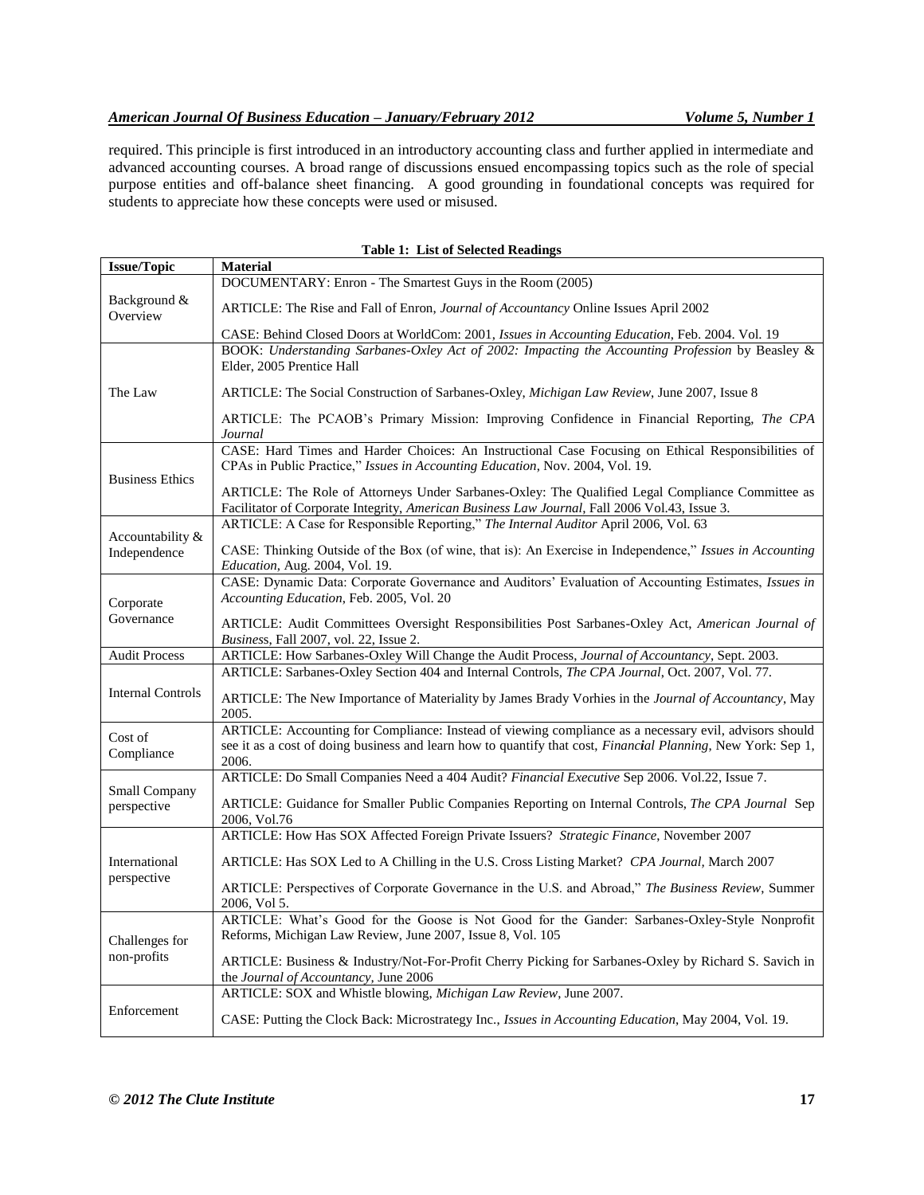required. This principle is first introduced in an introductory accounting class and further applied in intermediate and advanced accounting courses. A broad range of discussions ensued encompassing topics such as the role of special purpose entities and off-balance sheet financing. A good grounding in foundational concepts was required for students to appreciate how these concepts were used or misused.

**Table 1: List of Selected Readings**

| Issue/Topic | Material |
|---|---|
| Background & Overview | DOCUMENTARY: Enron - The Smartest Guys in the Room (2005)<br><br>ARTICLE: The Rise and Fall of Enron, *Journal of Accountancy* Online Issues April 2002<br><br>CASE: Behind Closed Doors at WorldCom: 2001, *Issues in Accounting Education*, Feb. 2004. Vol. 19 |
| The Law | BOOK: *Understanding Sarbanes-Oxley Act of 2002: Impacting the Accounting Profession* by Beasley & Elder, 2005 Prentice Hall<br><br>ARTICLE: The Social Construction of Sarbanes-Oxley, *Michigan Law Review*, June 2007, Issue 8<br><br>ARTICLE: The PCAOB's Primary Mission: Improving Confidence in Financial Reporting, *The CPA Journal* |
| Business Ethics | CASE: Hard Times and Harder Choices: An Instructional Case Focusing on Ethical Responsibilities of CPAs in Public Practice," *Issues in Accounting Education*, Nov. 2004, Vol. 19.<br><br>ARTICLE: The Role of Attorneys Under Sarbanes-Oxley: The Qualified Legal Compliance Committee as Facilitator of Corporate Integrity, *American Business Law Journal*, Fall 2006 Vol.43, Issue 3. |
| Accountability & Independence | ARTICLE: A Case for Responsible Reporting," *The Internal Auditor* April 2006, Vol. 63<br><br>CASE: Thinking Outside of the Box (of wine, that is): An Exercise in Independence," *Issues in Accounting Education*, Aug. 2004, Vol. 19. |
| Corporate Governance | CASE: Dynamic Data: Corporate Governance and Auditors' Evaluation of Accounting Estimates, *Issues in Accounting Education*, Feb. 2005, Vol. 20<br><br>ARTICLE: Audit Committees Oversight Responsibilities Post Sarbanes-Oxley Act, *American Journal of Business*, Fall 2007, vol. 22, Issue 2. |
| Audit Process | ARTICLE: How Sarbanes-Oxley Will Change the Audit Process, *Journal of Accountancy*, Sept. 2003. |
| Internal Controls | ARTICLE: Sarbanes-Oxley Section 404 and Internal Controls, *The CPA Journal*, Oct. 2007, Vol. 77.<br><br>ARTICLE: The New Importance of Materiality by James Brady Vorhies in the *Journal of Accountancy*, May 2005. |
| Cost of Compliance | ARTICLE: Accounting for Compliance: Instead of viewing compliance as a necessary evil, advisors should see it as a cost of doing business and learn how to quantify that cost, *Financial Planning*, New York: Sep 1, 2006. |
| Small Company perspective | ARTICLE: Do Small Companies Need a 404 Audit? *Financial Executive* Sep 2006. Vol.22, Issue 7.<br><br>ARTICLE: Guidance for Smaller Public Companies Reporting on Internal Controls, *The CPA Journal* Sep 2006, Vol.76 |
| International perspective | ARTICLE: How Has SOX Affected Foreign Private Issuers? *Strategic Finance*, November 2007<br><br>ARTICLE: Has SOX Led to A Chilling in the U.S. Cross Listing Market? *CPA Journal*, March 2007<br><br>ARTICLE: Perspectives of Corporate Governance in the U.S. and Abroad," *The Business Review*, Summer 2006, Vol 5. |
| Challenges for non-profits | ARTICLE: What's Good for the Goose is Not Good for the Gander: Sarbanes-Oxley-Style Nonprofit Reforms, Michigan Law Review, June 2007, Issue 8, Vol. 105<br><br>ARTICLE: Business & Industry/Not-For-Profit Cherry Picking for Sarbanes-Oxley by Richard S. Savich in the *Journal of Accountancy*, June 2006 |
| Enforcement | ARTICLE: SOX and Whistle blowing, *Michigan Law Review*, June 2007.<br><br>CASE: Putting the Clock Back: Microstrategy Inc., *Issues in Accounting Education*, May 2004, Vol. 19. |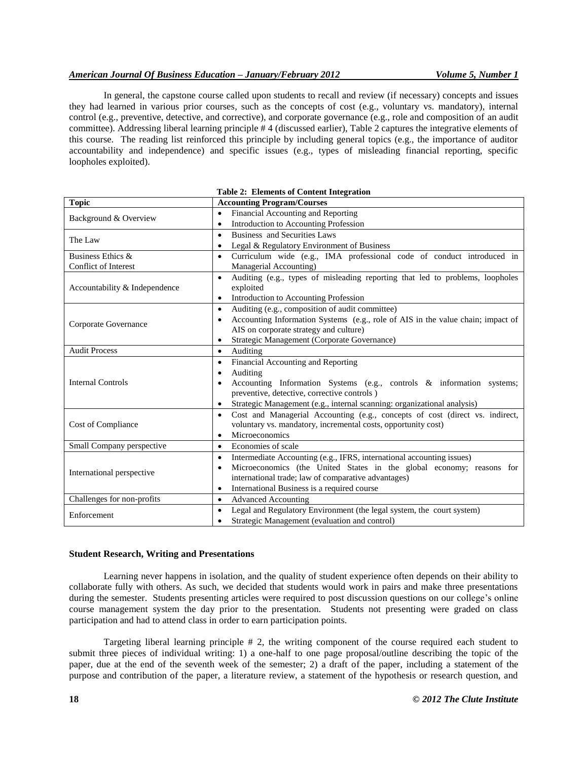In general, the capstone course called upon students to recall and review (if necessary) concepts and issues they had learned in various prior courses, such as the concepts of cost (e.g., voluntary vs. mandatory), internal control (e.g., preventive, detective, and corrective), and corporate governance (e.g., role and composition of an audit committee). Addressing liberal learning principle # 4 (discussed earlier), Table 2 captures the integrative elements of this course. The reading list reinforced this principle by including general topics (e.g., the importance of auditor accountability and independence) and specific issues (e.g., types of misleading financial reporting, specific loopholes exploited).

**Table 2: Elements of Content Integration**

| Topic | Accounting Program/Courses |
|---|---|
| Background & Overview | • Financial Accounting and Reporting<br>• Introduction to Accounting Profession |
| The Law | • Business and Securities Laws<br>• Legal & Regulatory Environment of Business |
| Business Ethics & Conflict of Interest | • Curriculum wide (e.g., IMA professional code of conduct introduced in Managerial Accounting) |
| Accountability & Independence | • Auditing (e.g., types of misleading reporting that led to problems, loopholes exploited<br>• Introduction to Accounting Profession |
| Corporate Governance | • Auditing (e.g., composition of audit committee)<br>• Accounting Information Systems (e.g., role of AIS in the value chain; impact of AIS on corporate strategy and culture)<br>• Strategic Management (Corporate Governance) |
| Audit Process | • Auditing |
| Internal Controls | • Financial Accounting and Reporting<br>• Auditing<br>• Accounting Information Systems (e.g., controls & information systems; preventive, detective, corrective controls )<br>• Strategic Management (e.g., internal scanning: organizational analysis) |
| Cost of Compliance | • Cost and Managerial Accounting (e.g., concepts of cost (direct vs. indirect, voluntary vs. mandatory, incremental costs, opportunity cost)<br>• Microeconomics |
| Small Company perspective | • Economies of scale |
| International perspective | • Intermediate Accounting (e.g., IFRS, international accounting issues)<br>• Microeconomics (the United States in the global economy; reasons for international trade; law of comparative advantages)<br>• International Business is a required course |
| Challenges for non-profits | • Advanced Accounting |
| Enforcement | • Legal and Regulatory Environment (the legal system, the court system)<br>• Strategic Management (evaluation and control) |

**Student Research, Writing and Presentations**

Learning never happens in isolation, and the quality of student experience often depends on their ability to collaborate fully with others. As such, we decided that students would work in pairs and make three presentations during the semester. Students presenting articles were required to post discussion questions on our college's online course management system the day prior to the presentation. Students not presenting were graded on class participation and had to attend class in order to earn participation points.

Targeting liberal learning principle # 2, the writing component of the course required each student to submit three pieces of individual writing: 1) a one-half to one page proposal/outline describing the topic of the paper, due at the end of the seventh week of the semester; 2) a draft of the paper, including a statement of the purpose and contribution of the paper, a literature review, a statement of the hypothesis or research question, and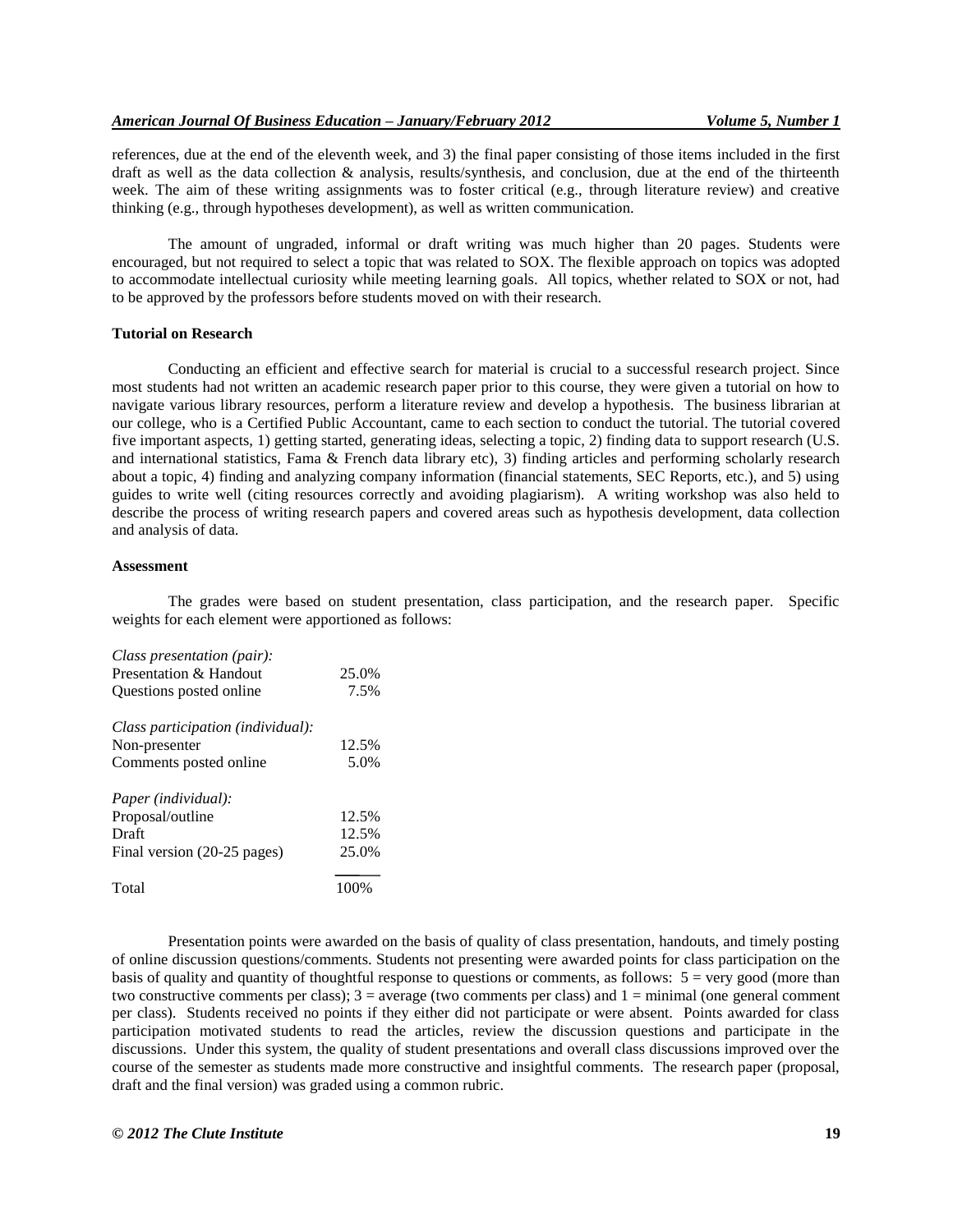references, due at the end of the eleventh week, and 3) the final paper consisting of those items included in the first draft as well as the data collection & analysis, results/synthesis, and conclusion, due at the end of the thirteenth week. The aim of these writing assignments was to foster critical (e.g., through literature review) and creative thinking (e.g., through hypotheses development), as well as written communication.

The amount of ungraded, informal or draft writing was much higher than 20 pages. Students were encouraged, but not required to select a topic that was related to SOX. The flexible approach on topics was adopted to accommodate intellectual curiosity while meeting learning goals. All topics, whether related to SOX or not, had to be approved by the professors before students moved on with their research.

**Tutorial on Research**

Conducting an efficient and effective search for material is crucial to a successful research project. Since most students had not written an academic research paper prior to this course, they were given a tutorial on how to navigate various library resources, perform a literature review and develop a hypothesis. The business librarian at our college, who is a Certified Public Accountant, came to each section to conduct the tutorial. The tutorial covered five important aspects, 1) getting started, generating ideas, selecting a topic, 2) finding data to support research (U.S. and international statistics, Fama & French data library etc), 3) finding articles and performing scholarly research about a topic, 4) finding and analyzing company information (financial statements, SEC Reports, etc.), and 5) using guides to write well (citing resources correctly and avoiding plagiarism). A writing workshop was also held to describe the process of writing research papers and covered areas such as hypothesis development, data collection and analysis of data.

**Assessment**

The grades were based on student presentation, class participation, and the research paper. Specific weights for each element were apportioned as follows:

| | |
|---|---|
| *Class presentation (pair):* | |
| Presentation & Handout | 25.0% |
| Questions posted online | 7.5% |
| *Class participation (individual):* | |
| Non-presenter | 12.5% |
| Comments posted online | 5.0% |
| *Paper (individual):* | |
| Proposal/outline | 12.5% |
| Draft | 12.5% |
| Final version (20-25 pages) | 25.0% |
| Total | 100% |

Presentation points were awarded on the basis of quality of class presentation, handouts, and timely posting of online discussion questions/comments. Students not presenting were awarded points for class participation on the basis of quality and quantity of thoughtful response to questions or comments, as follows: 5 = very good (more than two constructive comments per class); 3 = average (two comments per class) and 1 = minimal (one general comment per class). Students received no points if they either did not participate or were absent. Points awarded for class participation motivated students to read the articles, review the discussion questions and participate in the discussions. Under this system, the quality of student presentations and overall class discussions improved over the course of the semester as students made more constructive and insightful comments. The research paper (proposal, draft and the final version) was graded using a common rubric.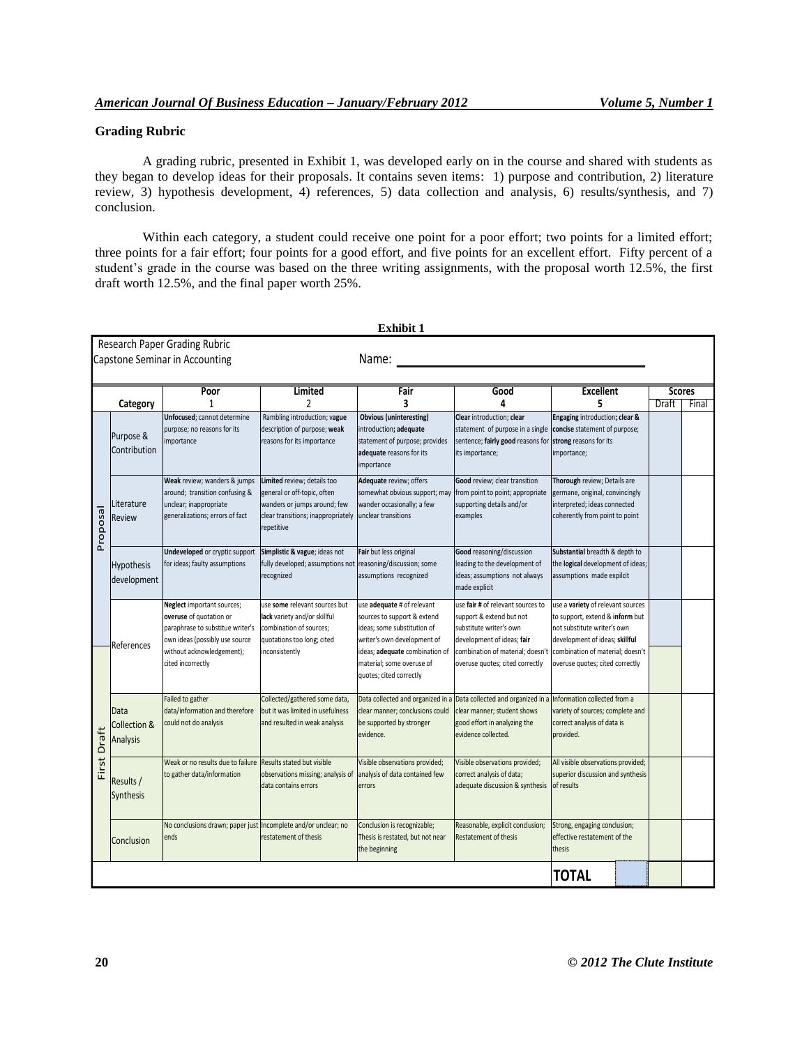## Grading Rubric

A grading rubric, presented in Exhibit 1, was developed early on in the course and shared with students as they began to develop ideas for their proposals. It contains seven items: 1) purpose and contribution, 2) literature review, 3) hypothesis development, 4) references, 5) data collection and analysis, 6) results/synthesis, and 7) conclusion.

Within each category, a student could receive one point for a poor effort; two points for a limited effort; three points for a fair effort; four points for a good effort, and five points for an excellent effort. Fifty percent of a student's grade in the course was based on the three writing assignments, with the proposal worth 12.5%, the first draft worth 12.5%, and the final paper worth 25%.

**Exhibit 1**

Research Paper Grading Rubric
Capstone Seminar in Accounting

Name: ______________________

| | Category | Poor<br>1 | Limited<br>2 | Fair<br>3 | Good<br>4 | Excellent<br>5 | Scores Draft | Scores Final |
|---|---|---|---|---|---|---|---|---|
| Proposal | Purpose & Contribution | **Unfocused**; cannot determine purpose; no reasons for its importance | Rambling introduction; **vague** description of purpose; **weak** reasons for its importance | **Obvious (uninteresting)** introduction**; adequate** statement of purpose; provides **adequate** reasons for its importance | **Clear** introduction; **clear** statement of purpose in a single sentence; **fairly good** reasons for its importance; | **Engaging** introduction**; clear & concise** statement of purpose; **strong** reasons for its importance; | | |
| Proposal | Literature Review | **Weak** review; wanders & jumps around; transition confusing & unclear; inappropriate generalizations; errors of fact | **Limited** review; details too general or off-topic, often wanders or jumps around; few clear transitions; inappropriately repetitive | **Adequate** review; offers somewhat obvious support; may wander occasionally; a few unclear transitions | **Good** review; clear transition from point to point; appropriate supporting details and/or examples | **Thorough** review; Details are germane, original, convincingly interpreted; ideas connected coherently from point to point | | |
| Proposal | Hypothesis development | **Undeveloped** or cryptic support for ideas; faulty assumptions | **Simplistic & vague**; ideas not fully developed; assumptions not recognized | **Fair** but less original reasoning/discussion; some assumptions recognized | **Good** reasoning/discussion leading to the development of ideas; assumptions not always made explicit | **Substantial** breadth & depth to the **logical** development of ideas; assumptions made expilcit | | |
| Proposal / First Draft | References | **Neglect** important sources; **overuse** of quotation or paraphrase to substitue writer's own ideas (possibly use source without acknowledgement); cited incorrectly | use **some** relevant sources but **lack** variety and/or skillful combination of sources; quotations too long; cited inconsistently | use **adequate** # of relevant sources to support & extend ideas; some substitution of writer's own development of ideas; **adequate** combination of material; some overuse of quotes; cited correctly | use **fair #** of relevant sources to support & extend but not substitute writer's own development of ideas; **fair** combination of material; doesn't overuse quotes; cited correctly | use a **variety** of relevant sources to support, extend & **inform** but not substitute writer's own development of ideas; **skillful** combination of material; doesn't overuse quotes; cited correctly | | |
| First Draft | Data Collection & Analysis | Failed to gather data/information and therefore could not do analysis | Collected/gathered some data, but it was limited in usefulness and resulted in weak analysis | Data collected and organized in a clear manner; conclusions could be supported by stronger evidence. | Data collected and organized in a clear manner; student shows good effort in analyzing the evidence collected. | Information collected from a variety of sources; complete and correct analysis of data is provided. | | |
| First Draft | Results / Synthesis | Weak or no results due to failure to gather data/information | Results stated but visible observations missing; analysis of data contains errors | Visible observations provided; analysis of data contained few errors | Visible observations provided; correct analysis of data; adequate discussion & synthesis | All visible observations provided; superior discussion and synthesis of results | | |
| First Draft | Conclusion | No conclusions drawn; paper just ends | Incomplete and/or unclear; no restatement of thesis | Conclusion is recognizable; Thesis is restated, but not near the beginning | Reasonable, explicit conclusion; Restatement of thesis | Strong, engaging conclusion; effective restatement of the thesis | | |
| | | | | | | **TOTAL** | | |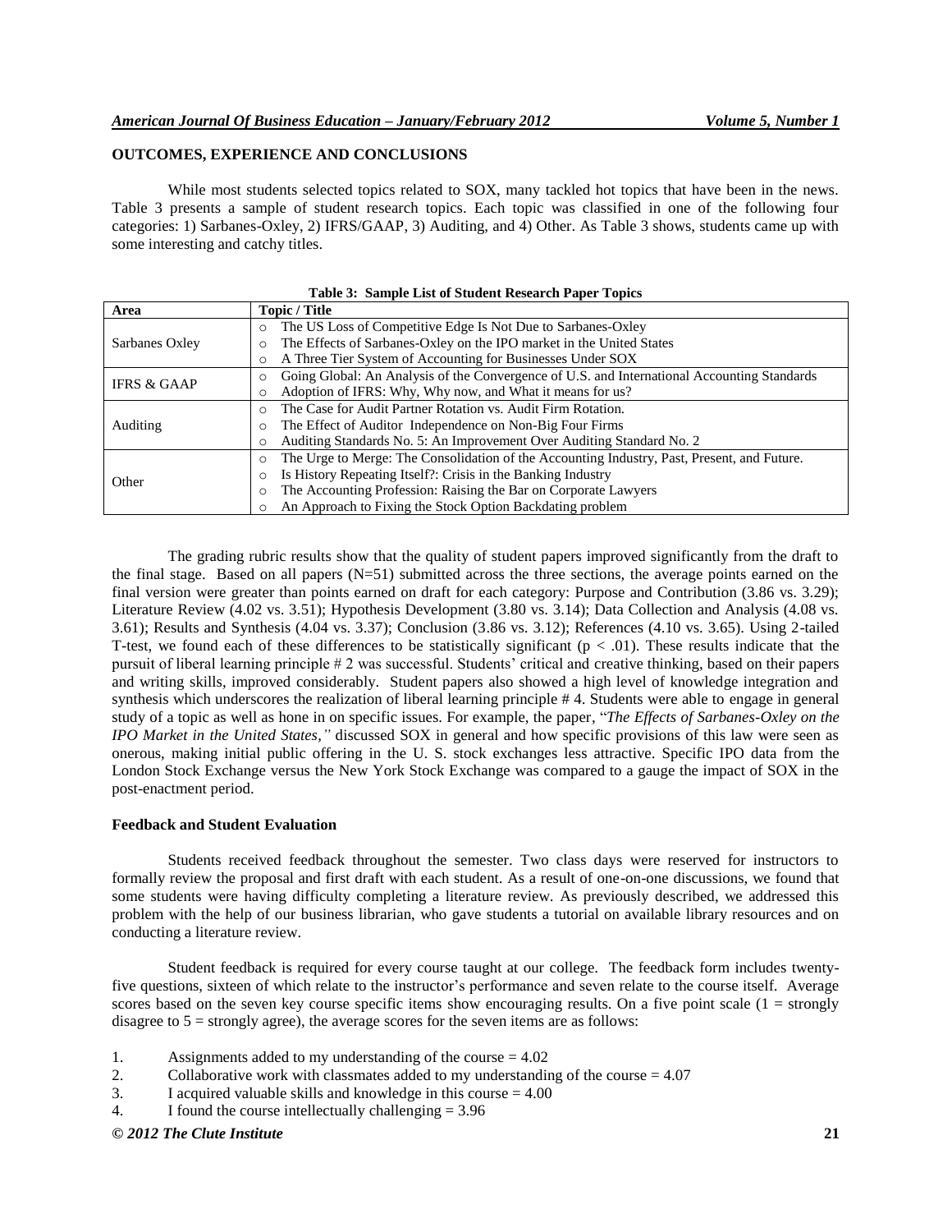## OUTCOMES, EXPERIENCE AND CONCLUSIONS

While most students selected topics related to SOX, many tackled hot topics that have been in the news. Table 3 presents a sample of student research topics. Each topic was classified in one of the following four categories: 1) Sarbanes-Oxley, 2) IFRS/GAAP, 3) Auditing, and 4) Other. As Table 3 shows, students came up with some interesting and catchy titles.

**Table 3: Sample List of Student Research Paper Topics**

| Area | Topic / Title |
|---|---|
| Sarbanes Oxley | ○ The US Loss of Competitive Edge Is Not Due to Sarbanes-Oxley<br>○ The Effects of Sarbanes-Oxley on the IPO market in the United States<br>○ A Three Tier System of Accounting for Businesses Under SOX |
| IFRS & GAAP | ○ Going Global: An Analysis of the Convergence of U.S. and International Accounting Standards<br>○ Adoption of IFRS: Why, Why now, and What it means for us? |
| Auditing | ○ The Case for Audit Partner Rotation vs. Audit Firm Rotation.<br>○ The Effect of Auditor Independence on Non-Big Four Firms<br>○ Auditing Standards No. 5: An Improvement Over Auditing Standard No. 2 |
| Other | ○ The Urge to Merge: The Consolidation of the Accounting Industry, Past, Present, and Future.<br>○ Is History Repeating Itself?: Crisis in the Banking Industry<br>○ The Accounting Profession: Raising the Bar on Corporate Lawyers<br>○ An Approach to Fixing the Stock Option Backdating problem |

The grading rubric results show that the quality of student papers improved significantly from the draft to the final stage. Based on all papers (N=51) submitted across the three sections, the average points earned on the final version were greater than points earned on draft for each category: Purpose and Contribution (3.86 vs. 3.29); Literature Review (4.02 vs. 3.51); Hypothesis Development (3.80 vs. 3.14); Data Collection and Analysis (4.08 vs. 3.61); Results and Synthesis (4.04 vs. 3.37); Conclusion (3.86 vs. 3.12); References (4.10 vs. 3.65). Using 2-tailed T-test, we found each of these differences to be statistically significant ($p < .01$). These results indicate that the pursuit of liberal learning principle # 2 was successful. Students' critical and creative thinking, based on their papers and writing skills, improved considerably. Student papers also showed a high level of knowledge integration and synthesis which underscores the realization of liberal learning principle # 4. Students were able to engage in general study of a topic as well as hone in on specific issues. For example, the paper, "*The Effects of Sarbanes-Oxley on the IPO Market in the United States*," discussed SOX in general and how specific provisions of this law were seen as onerous, making initial public offering in the U. S. stock exchanges less attractive. Specific IPO data from the London Stock Exchange versus the New York Stock Exchange was compared to a gauge the impact of SOX in the post-enactment period.

### Feedback and Student Evaluation

Students received feedback throughout the semester. Two class days were reserved for instructors to formally review the proposal and first draft with each student. As a result of one-on-one discussions, we found that some students were having difficulty completing a literature review. As previously described, we addressed this problem with the help of our business librarian, who gave students a tutorial on available library resources and on conducting a literature review.

Student feedback is required for every course taught at our college. The feedback form includes twenty-five questions, sixteen of which relate to the instructor's performance and seven relate to the course itself. Average scores based on the seven key course specific items show encouraging results. On a five point scale (1 = strongly disagree to 5 = strongly agree), the average scores for the seven items are as follows:

1. Assignments added to my understanding of the course = 4.02
2. Collaborative work with classmates added to my understanding of the course = 4.07
3. I acquired valuable skills and knowledge in this course = 4.00
4. I found the course intellectually challenging = 3.96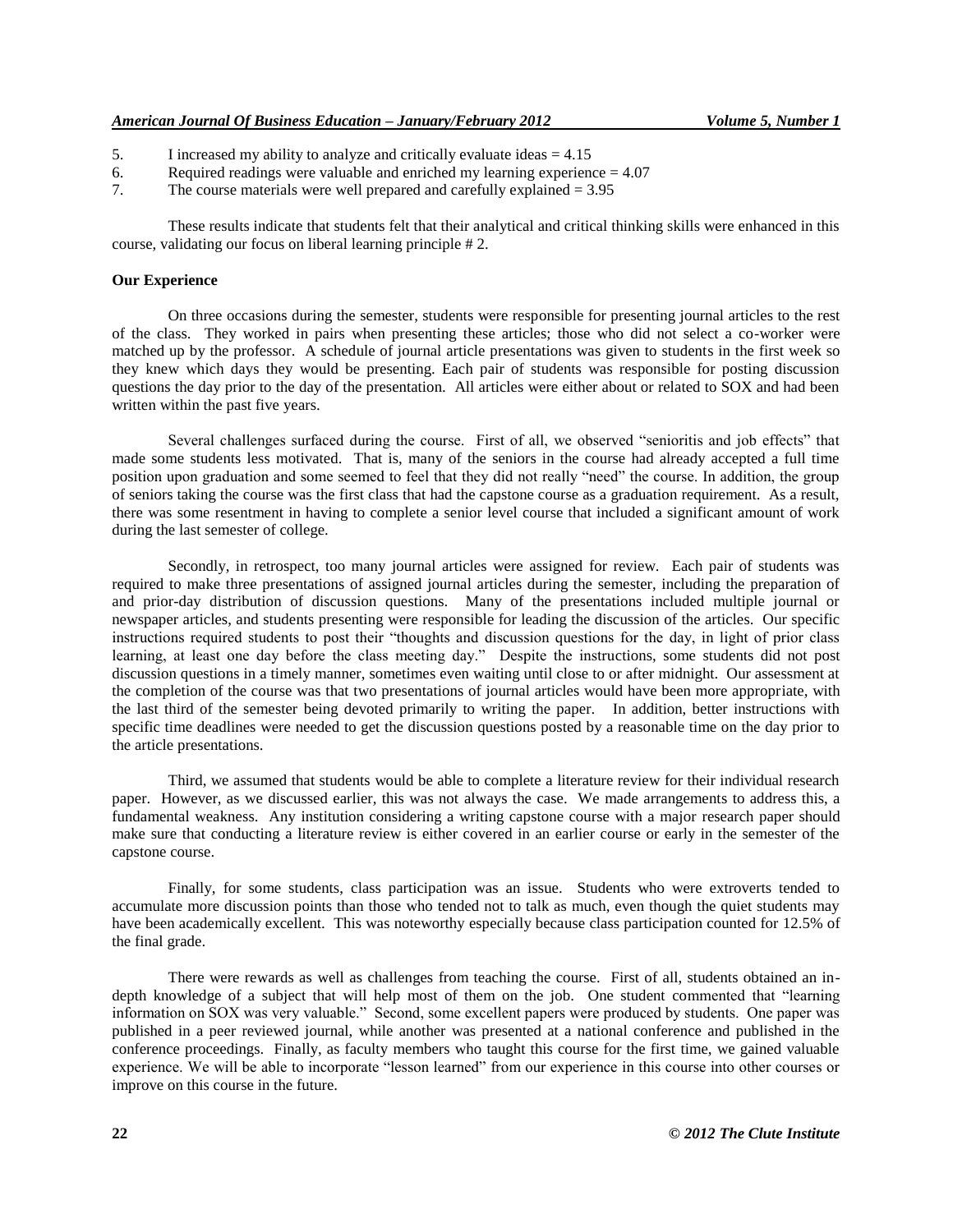5. I increased my ability to analyze and critically evaluate ideas = 4.15
6. Required readings were valuable and enriched my learning experience = 4.07
7. The course materials were well prepared and carefully explained = 3.95

These results indicate that students felt that their analytical and critical thinking skills were enhanced in this course, validating our focus on liberal learning principle # 2.

**Our Experience**

On three occasions during the semester, students were responsible for presenting journal articles to the rest of the class. They worked in pairs when presenting these articles; those who did not select a co-worker were matched up by the professor. A schedule of journal article presentations was given to students in the first week so they knew which days they would be presenting. Each pair of students was responsible for posting discussion questions the day prior to the day of the presentation. All articles were either about or related to SOX and had been written within the past five years.

Several challenges surfaced during the course. First of all, we observed "senioritis and job effects" that made some students less motivated. That is, many of the seniors in the course had already accepted a full time position upon graduation and some seemed to feel that they did not really "need" the course. In addition, the group of seniors taking the course was the first class that had the capstone course as a graduation requirement. As a result, there was some resentment in having to complete a senior level course that included a significant amount of work during the last semester of college.

Secondly, in retrospect, too many journal articles were assigned for review. Each pair of students was required to make three presentations of assigned journal articles during the semester, including the preparation of and prior-day distribution of discussion questions. Many of the presentations included multiple journal or newspaper articles, and students presenting were responsible for leading the discussion of the articles. Our specific instructions required students to post their "thoughts and discussion questions for the day, in light of prior class learning, at least one day before the class meeting day." Despite the instructions, some students did not post discussion questions in a timely manner, sometimes even waiting until close to or after midnight. Our assessment at the completion of the course was that two presentations of journal articles would have been more appropriate, with the last third of the semester being devoted primarily to writing the paper. In addition, better instructions with specific time deadlines were needed to get the discussion questions posted by a reasonable time on the day prior to the article presentations.

Third, we assumed that students would be able to complete a literature review for their individual research paper. However, as we discussed earlier, this was not always the case. We made arrangements to address this, a fundamental weakness. Any institution considering a writing capstone course with a major research paper should make sure that conducting a literature review is either covered in an earlier course or early in the semester of the capstone course.

Finally, for some students, class participation was an issue. Students who were extroverts tended to accumulate more discussion points than those who tended not to talk as much, even though the quiet students may have been academically excellent. This was noteworthy especially because class participation counted for 12.5% of the final grade.

There were rewards as well as challenges from teaching the course. First of all, students obtained an in-depth knowledge of a subject that will help most of them on the job. One student commented that "learning information on SOX was very valuable." Second, some excellent papers were produced by students. One paper was published in a peer reviewed journal, while another was presented at a national conference and published in the conference proceedings. Finally, as faculty members who taught this course for the first time, we gained valuable experience. We will be able to incorporate "lesson learned" from our experience in this course into other courses or improve on this course in the future.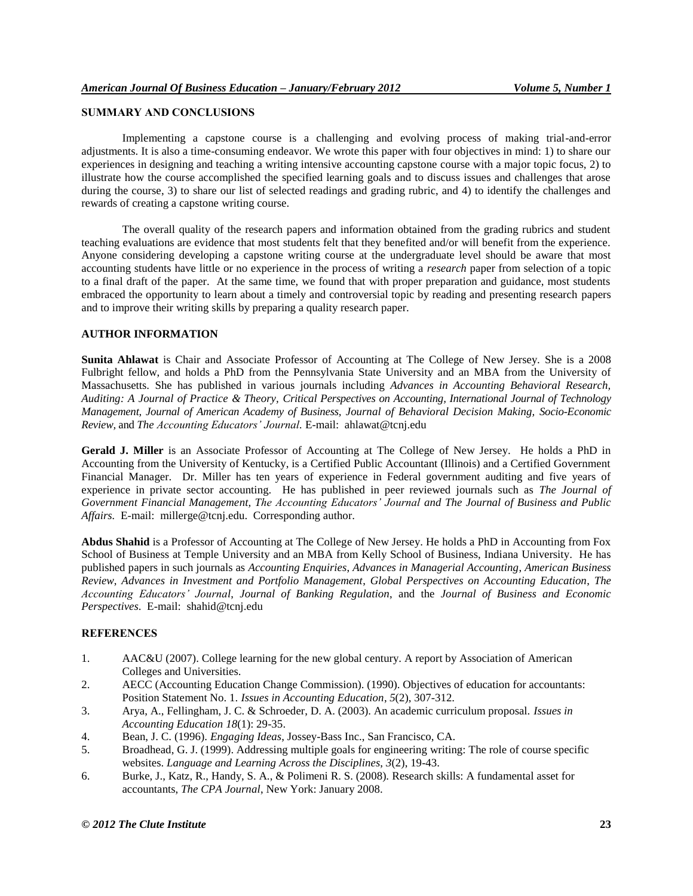## SUMMARY AND CONCLUSIONS

Implementing a capstone course is a challenging and evolving process of making trial-and-error adjustments. It is also a time-consuming endeavor. We wrote this paper with four objectives in mind: 1) to share our experiences in designing and teaching a writing intensive accounting capstone course with a major topic focus, 2) to illustrate how the course accomplished the specified learning goals and to discuss issues and challenges that arose during the course, 3) to share our list of selected readings and grading rubric, and 4) to identify the challenges and rewards of creating a capstone writing course.

The overall quality of the research papers and information obtained from the grading rubrics and student teaching evaluations are evidence that most students felt that they benefited and/or will benefit from the experience. Anyone considering developing a capstone writing course at the undergraduate level should be aware that most accounting students have little or no experience in the process of writing a *research* paper from selection of a topic to a final draft of the paper. At the same time, we found that with proper preparation and guidance, most students embraced the opportunity to learn about a timely and controversial topic by reading and presenting research papers and to improve their writing skills by preparing a quality research paper.

## AUTHOR INFORMATION

**Sunita Ahlawat** is Chair and Associate Professor of Accounting at The College of New Jersey. She is a 2008 Fulbright fellow, and holds a PhD from the Pennsylvania State University and an MBA from the University of Massachusetts. She has published in various journals including *Advances in Accounting Behavioral Research, Auditing: A Journal of Practice & Theory, Critical Perspectives on Accounting, International Journal of Technology Management, Journal of American Academy of Business, Journal of Behavioral Decision Making, Socio-Economic Review,* and *The Accounting Educators' Journal*. E-mail: ahlawat@tcnj.edu

**Gerald J. Miller** is an Associate Professor of Accounting at The College of New Jersey. He holds a PhD in Accounting from the University of Kentucky, is a Certified Public Accountant (Illinois) and a Certified Government Financial Manager. Dr. Miller has ten years of experience in Federal government auditing and five years of experience in private sector accounting. He has published in peer reviewed journals such as *The Journal of Government Financial Management, The Accounting Educators' Journal and The Journal of Business and Public Affairs.* E-mail: millerge@tcnj.edu. Corresponding author.

**Abdus Shahid** is a Professor of Accounting at The College of New Jersey. He holds a PhD in Accounting from Fox School of Business at Temple University and an MBA from Kelly School of Business, Indiana University. He has published papers in such journals as *Accounting Enquiries*, *Advances in Managerial Accounting*, *American Business Review*, *Advances in Investment and Portfolio Management*, *Global Perspectives on Accounting Education*, *The Accounting Educators' Journal*, *Journal of Banking Regulation*, and the *Journal of Business and Economic Perspectives*. E-mail: shahid@tcnj.edu

## REFERENCES

1. AAC&U (2007). College learning for the new global century. A report by Association of American Colleges and Universities.
2. AECC (Accounting Education Change Commission). (1990). Objectives of education for accountants: Position Statement No. 1. *Issues in Accounting Education*, *5*(2), 307-312.
3. Arya, A., Fellingham, J. C. & Schroeder, D. A. (2003). An academic curriculum proposal. *Issues in Accounting Education 18*(1): 29-35.
4. Bean, J. C. (1996). *Engaging Ideas*, Jossey-Bass Inc., San Francisco, CA.
5. Broadhead, G. J. (1999). Addressing multiple goals for engineering writing: The role of course specific websites. *Language and Learning Across the Disciplines*, *3*(2), 19-43.
6. Burke, J., Katz, R., Handy, S. A., & Polimeni R. S. (2008). Research skills: A fundamental asset for accountants, *The CPA Journal*, New York: January 2008.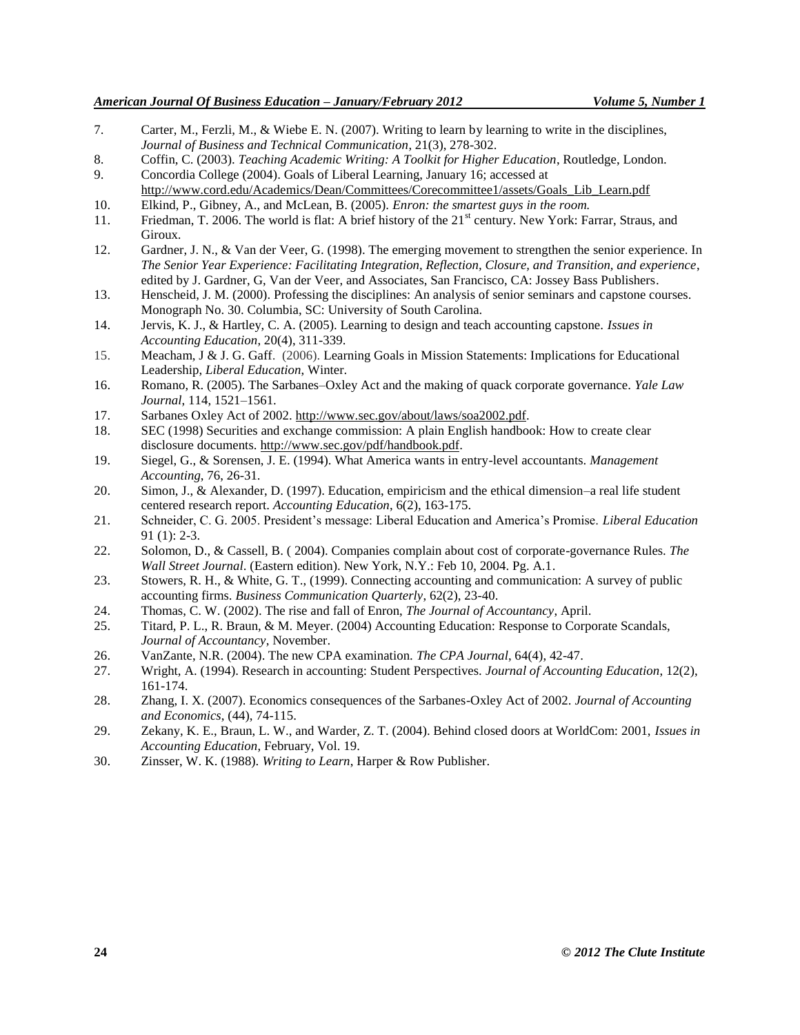7. Carter, M., Ferzli, M., & Wiebe E. N. (2007). Writing to learn by learning to write in the disciplines, *Journal of Business and Technical Communication*, 21(3), 278-302.
8. Coffin, C. (2003). *Teaching Academic Writing: A Toolkit for Higher Education*, Routledge, London.
9. Concordia College (2004). Goals of Liberal Learning, January 16; accessed at http://www.cord.edu/Academics/Dean/Committees/Corecommittee1/assets/Goals_Lib_Learn.pdf
10. Elkind, P., Gibney, A., and McLean, B. (2005). *Enron: the smartest guys in the room.*
11. Friedman, T. 2006. The world is flat: A brief history of the 21st century. New York: Farrar, Straus, and Giroux.
12. Gardner, J. N., & Van der Veer, G. (1998). The emerging movement to strengthen the senior experience. In *The Senior Year Experience: Facilitating Integration, Reflection, Closure, and Transition, and experience*, edited by J. Gardner, G, Van der Veer, and Associates, San Francisco, CA: Jossey Bass Publishers.
13. Henscheid, J. M. (2000). Professing the disciplines: An analysis of senior seminars and capstone courses. Monograph No. 30. Columbia, SC: University of South Carolina.
14. Jervis, K. J., & Hartley, C. A. (2005). Learning to design and teach accounting capstone. *Issues in Accounting Education*, 20(4), 311-339.
15. Meacham, J & J. G. Gaff. (2006). Learning Goals in Mission Statements: Implications for Educational Leadership, *Liberal Education*, Winter.
16. Romano, R. (2005). The Sarbanes–Oxley Act and the making of quack corporate governance. *Yale Law Journal*, 114, 1521–1561.
17. Sarbanes Oxley Act of 2002. http://www.sec.gov/about/laws/soa2002.pdf.
18. SEC (1998) Securities and exchange commission: A plain English handbook: How to create clear disclosure documents. http://www.sec.gov/pdf/handbook.pdf.
19. Siegel, G., & Sorensen, J. E. (1994). What America wants in entry-level accountants. *Management Accounting*, 76, 26-31.
20. Simon, J., & Alexander, D. (1997). Education, empiricism and the ethical dimension–a real life student centered research report. *Accounting Education*, 6(2), 163-175.
21. Schneider, C. G. 2005. President's message: Liberal Education and America's Promise. *Liberal Education* 91 (1): 2-3.
22. Solomon, D., & Cassell, B. ( 2004). Companies complain about cost of corporate-governance Rules. *The Wall Street Journal*. (Eastern edition). New York, N.Y.: Feb 10, 2004. Pg. A.1.
23. Stowers, R. H., & White, G. T., (1999). Connecting accounting and communication: A survey of public accounting firms. *Business Communication Quarterly*, 62(2), 23-40.
24. Thomas, C. W. (2002). The rise and fall of Enron, *The Journal of Accountancy*, April.
25. Titard, P. L., R. Braun, & M. Meyer. (2004) Accounting Education: Response to Corporate Scandals, *Journal of Accountancy*, November.
26. VanZante, N.R. (2004). The new CPA examination. *The CPA Journal*, 64(4), 42-47.
27. Wright, A. (1994). Research in accounting: Student Perspectives. *Journal of Accounting Education*, 12(2), 161-174.
28. Zhang, I. X. (2007). Economics consequences of the Sarbanes-Oxley Act of 2002. *Journal of Accounting and Economics*, (44), 74-115.
29. Zekany, K. E., Braun, L. W., and Warder, Z. T. (2004). Behind closed doors at WorldCom: 2001, *Issues in Accounting Education*, February, Vol. 19.
30. Zinsser, W. K. (1988). *Writing to Learn*, Harper & Row Publisher.